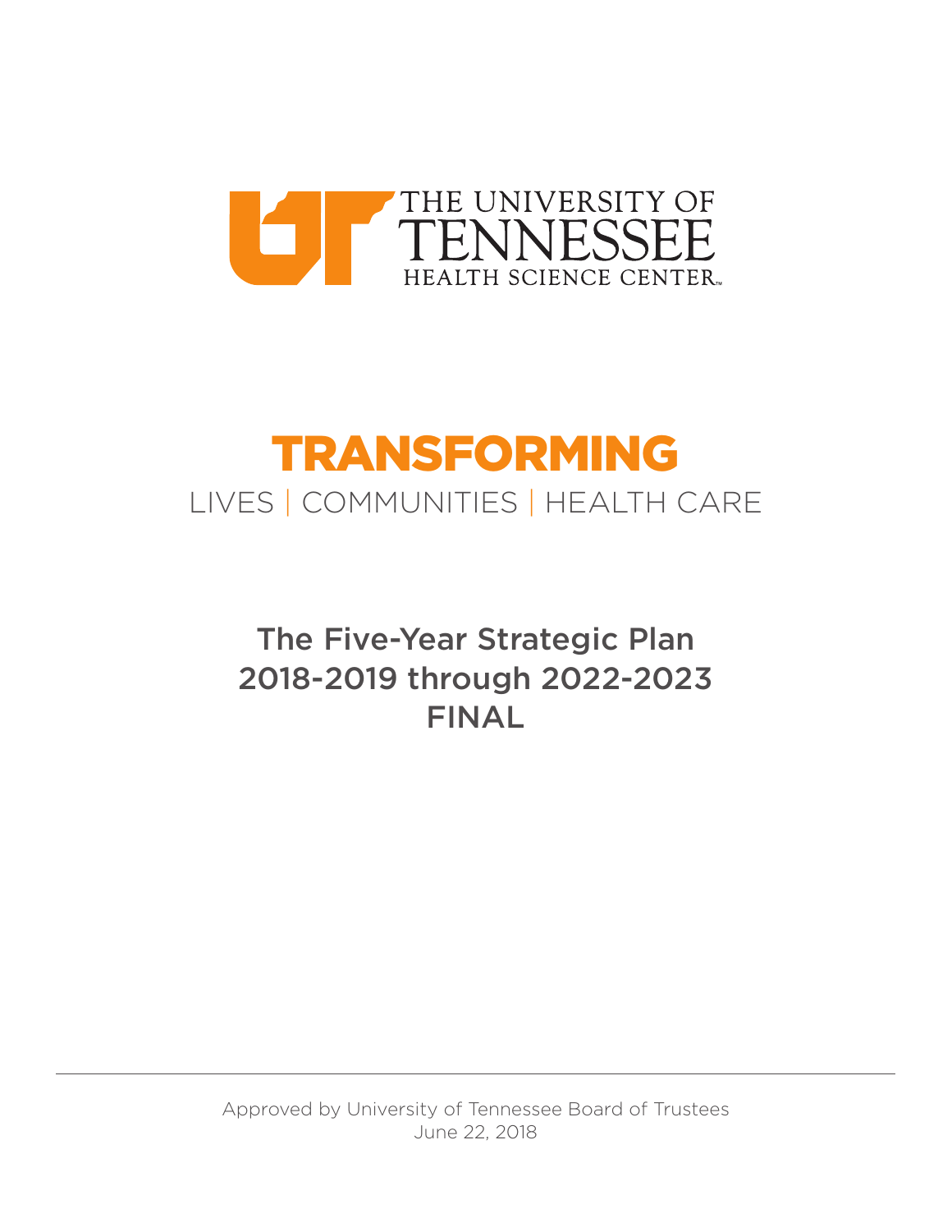THE UNIVERSITY OF TENNESSEE HEALTH SCIENCE CENTER™

# TRANSFORMING

LIVES | COMMUNITIES | HEALTH CARE

## The Five-Year Strategic Plan 2018-2019 through 2022-2023 FINAL

Approved by University of Tennessee Board of Trustees
June 22, 2018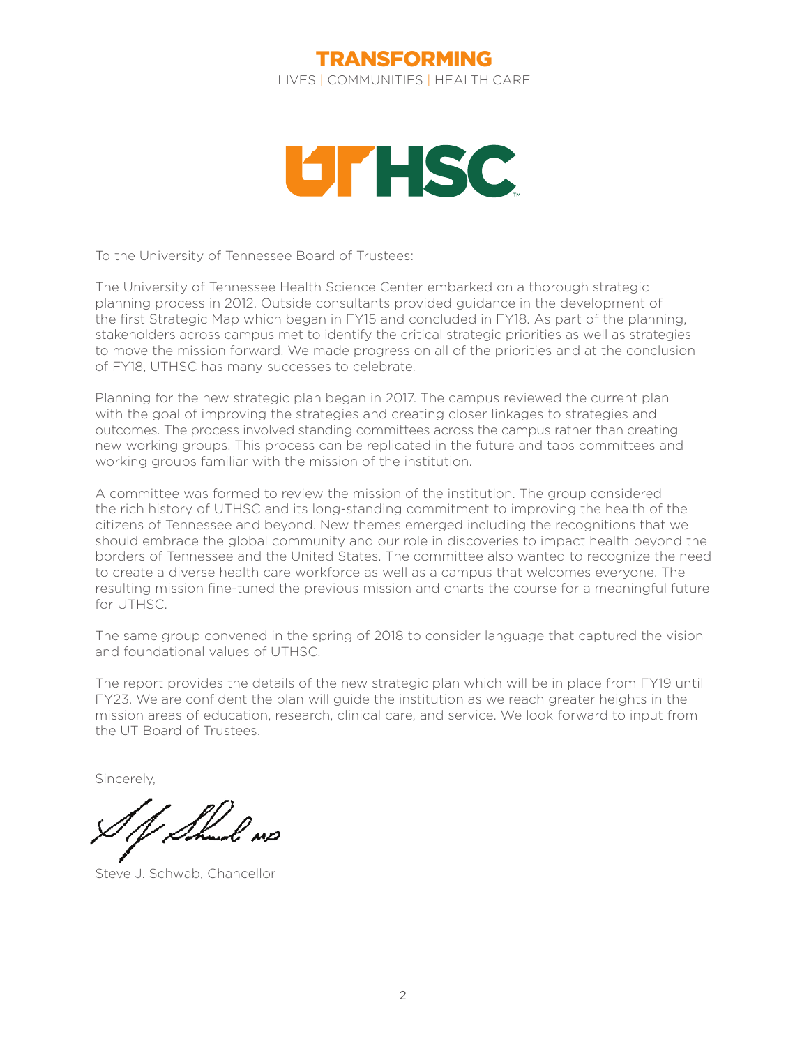# TRANSFORMING

LIVES | COMMUNITIES | HEALTH CARE

UTHSC

To the University of Tennessee Board of Trustees:

The University of Tennessee Health Science Center embarked on a thorough strategic planning process in 2012. Outside consultants provided guidance in the development of the first Strategic Map which began in FY15 and concluded in FY18. As part of the planning, stakeholders across campus met to identify the critical strategic priorities as well as strategies to move the mission forward. We made progress on all of the priorities and at the conclusion of FY18, UTHSC has many successes to celebrate.

Planning for the new strategic plan began in 2017. The campus reviewed the current plan with the goal of improving the strategies and creating closer linkages to strategies and outcomes. The process involved standing committees across the campus rather than creating new working groups. This process can be replicated in the future and taps committees and working groups familiar with the mission of the institution.

A committee was formed to review the mission of the institution. The group considered the rich history of UTHSC and its long-standing commitment to improving the health of the citizens of Tennessee and beyond. New themes emerged including the recognitions that we should embrace the global community and our role in discoveries to impact health beyond the borders of Tennessee and the United States. The committee also wanted to recognize the need to create a diverse health care workforce as well as a campus that welcomes everyone. The resulting mission fine-tuned the previous mission and charts the course for a meaningful future for UTHSC.

The same group convened in the spring of 2018 to consider language that captured the vision and foundational values of UTHSC.

The report provides the details of the new strategic plan which will be in place from FY19 until FY23. We are confident the plan will guide the institution as we reach greater heights in the mission areas of education, research, clinical care, and service. We look forward to input from the UT Board of Trustees.

Sincerely,

Steve J. Schwab, Chancellor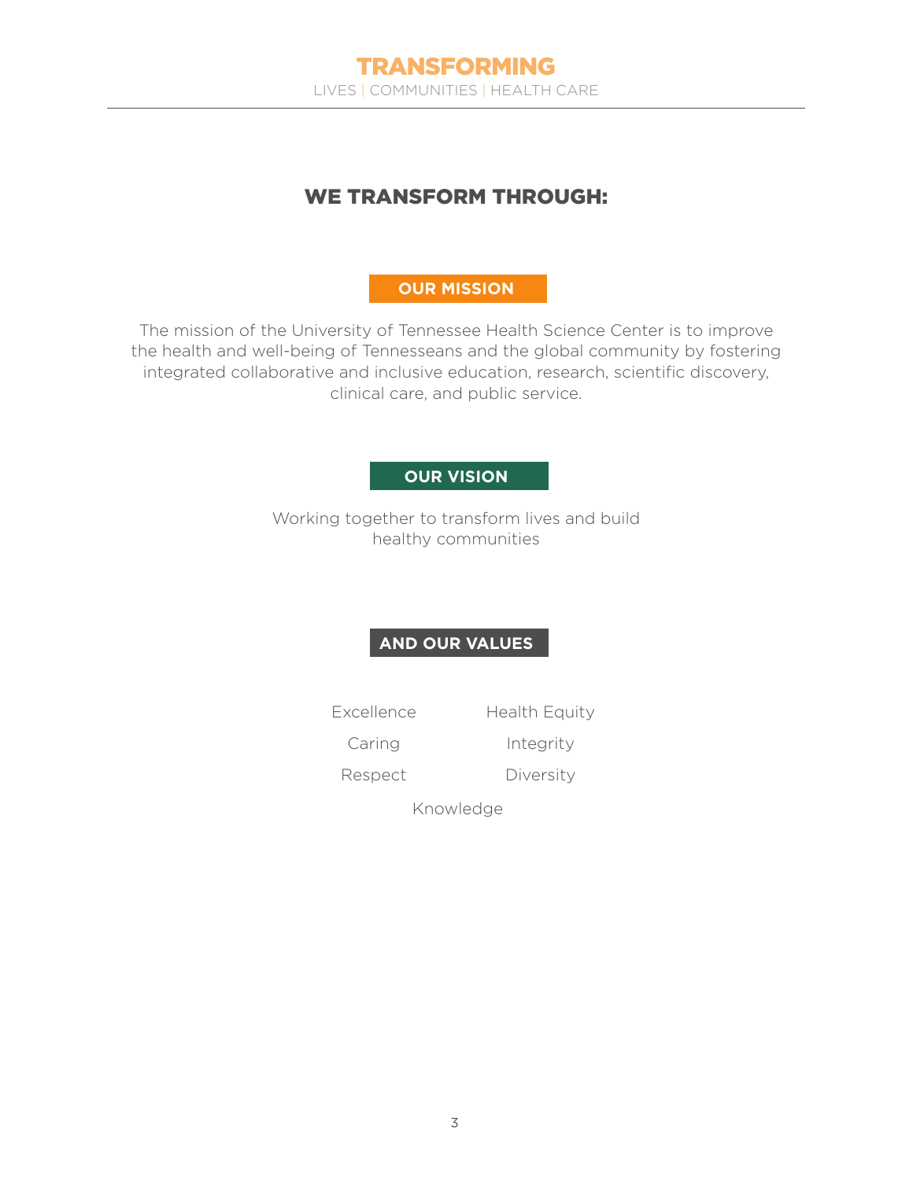# TRANSFORMING

LIVES | COMMUNITIES | HEALTH CARE

## WE TRANSFORM THROUGH:

### OUR MISSION

The mission of the University of Tennessee Health Science Center is to improve the health and well-being of Tennesseans and the global community by fostering integrated collaborative and inclusive education, research, scientific discovery, clinical care, and public service.

### OUR VISION

Working together to transform lives and build healthy communities

### AND OUR VALUES

- Excellence
- Health Equity
- Caring
- Integrity
- Respect
- Diversity
- Knowledge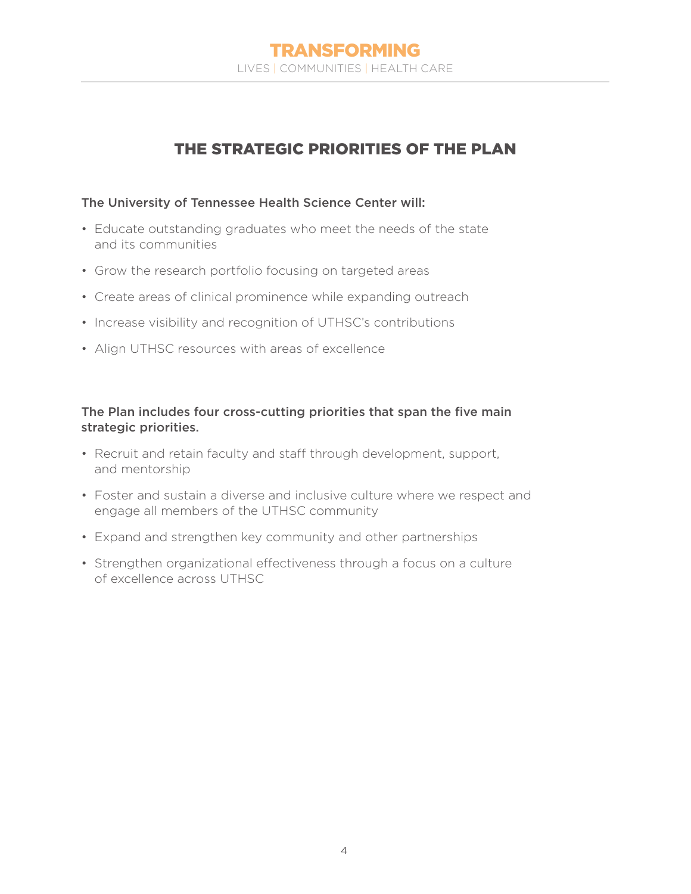# THE STRATEGIC PRIORITIES OF THE PLAN

**The University of Tennessee Health Science Center will:**

- Educate outstanding graduates who meet the needs of the state and its communities
- Grow the research portfolio focusing on targeted areas
- Create areas of clinical prominence while expanding outreach
- Increase visibility and recognition of UTHSC's contributions
- Align UTHSC resources with areas of excellence

**The Plan includes four cross-cutting priorities that span the five main strategic priorities.**

- Recruit and retain faculty and staff through development, support, and mentorship
- Foster and sustain a diverse and inclusive culture where we respect and engage all members of the UTHSC community
- Expand and strengthen key community and other partnerships
- Strengthen organizational effectiveness through a focus on a culture of excellence across UTHSC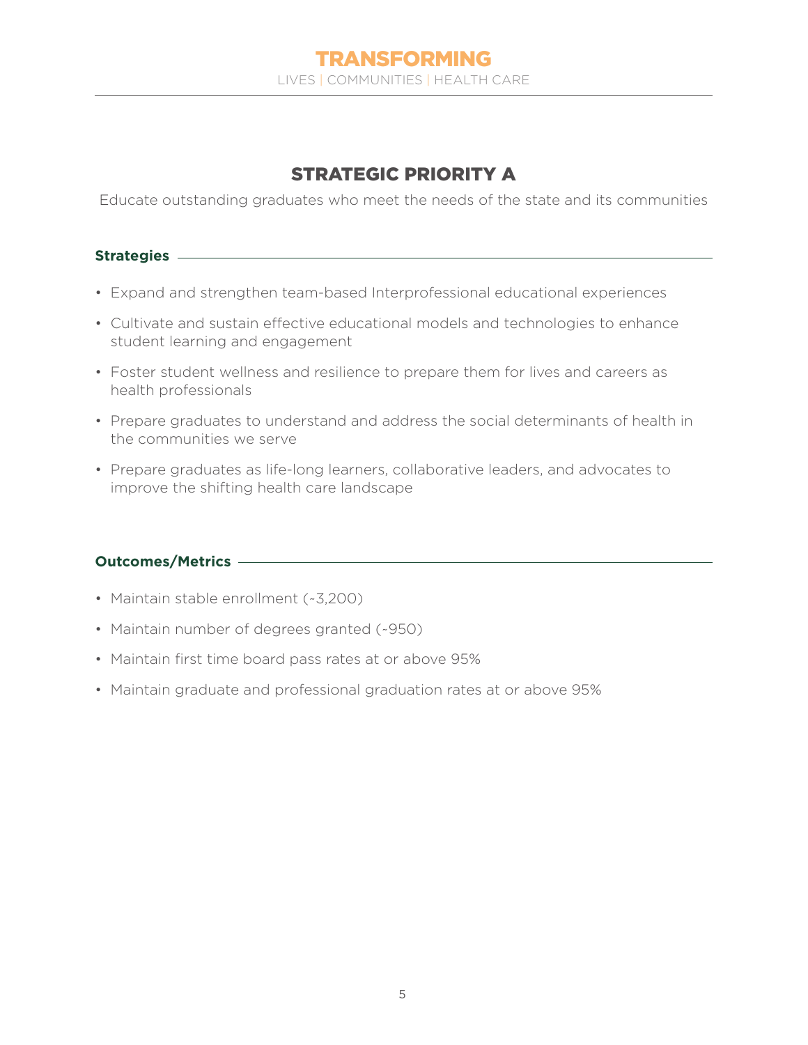## STRATEGIC PRIORITY A

Educate outstanding graduates who meet the needs of the state and its communities

### Strategies

- Expand and strengthen team-based Interprofessional educational experiences
- Cultivate and sustain effective educational models and technologies to enhance student learning and engagement
- Foster student wellness and resilience to prepare them for lives and careers as health professionals
- Prepare graduates to understand and address the social determinants of health in the communities we serve
- Prepare graduates as life-long learners, collaborative leaders, and advocates to improve the shifting health care landscape

### Outcomes/Metrics

- Maintain stable enrollment (~3,200)
- Maintain number of degrees granted (~950)
- Maintain first time board pass rates at or above 95%
- Maintain graduate and professional graduation rates at or above 95%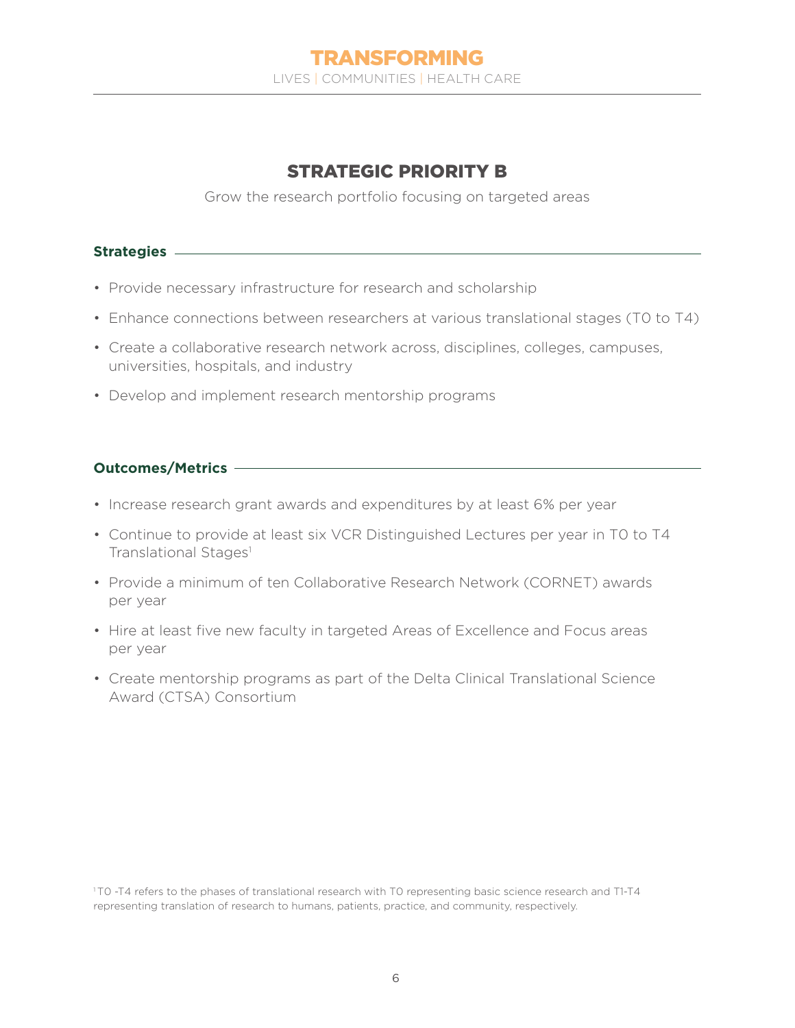## STRATEGIC PRIORITY B

Grow the research portfolio focusing on targeted areas

### Strategies

- Provide necessary infrastructure for research and scholarship
- Enhance connections between researchers at various translational stages (T0 to T4)
- Create a collaborative research network across, disciplines, colleges, campuses, universities, hospitals, and industry
- Develop and implement research mentorship programs

### Outcomes/Metrics

- Increase research grant awards and expenditures by at least 6% per year
- Continue to provide at least six VCR Distinguished Lectures per year in T0 to T4 Translational Stages[1]
- Provide a minimum of ten Collaborative Research Network (CORNET) awards per year
- Hire at least five new faculty in targeted Areas of Excellence and Focus areas per year
- Create mentorship programs as part of the Delta Clinical Translational Science Award (CTSA) Consortium

[1] T0 -T4 refers to the phases of translational research with T0 representing basic science research and T1-T4 representing translation of research to humans, patients, practice, and community, respectively.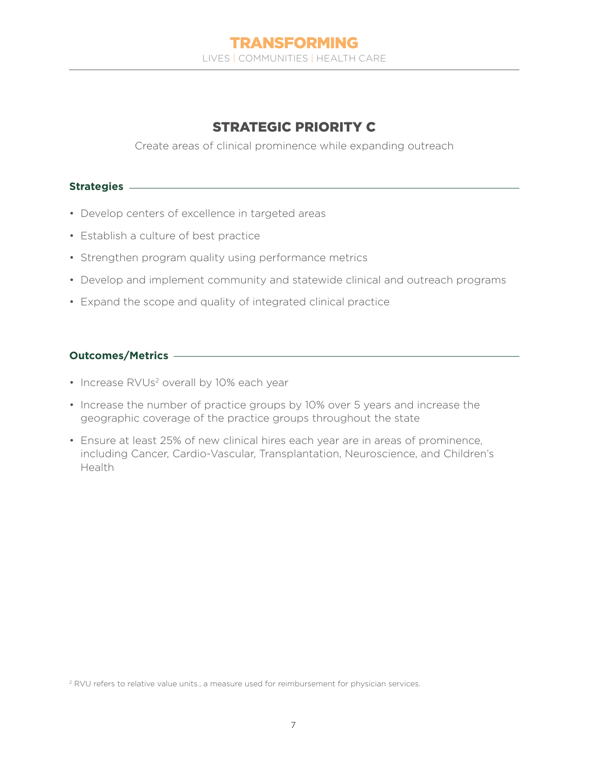## STRATEGIC PRIORITY C

Create areas of clinical prominence while expanding outreach

**Strategies**

- Develop centers of excellence in targeted areas
- Establish a culture of best practice
- Strengthen program quality using performance metrics
- Develop and implement community and statewide clinical and outreach programs
- Expand the scope and quality of integrated clinical practice

**Outcomes/Metrics**

- Increase RVUs[2] overall by 10% each year
- Increase the number of practice groups by 10% over 5 years and increase the geographic coverage of the practice groups throughout the state
- Ensure at least 25% of new clinical hires each year are in areas of prominence, including Cancer, Cardio-Vascular, Transplantation, Neuroscience, and Children's Health

[2] RVU refers to relative value units., a measure used for reimbursement for physician services.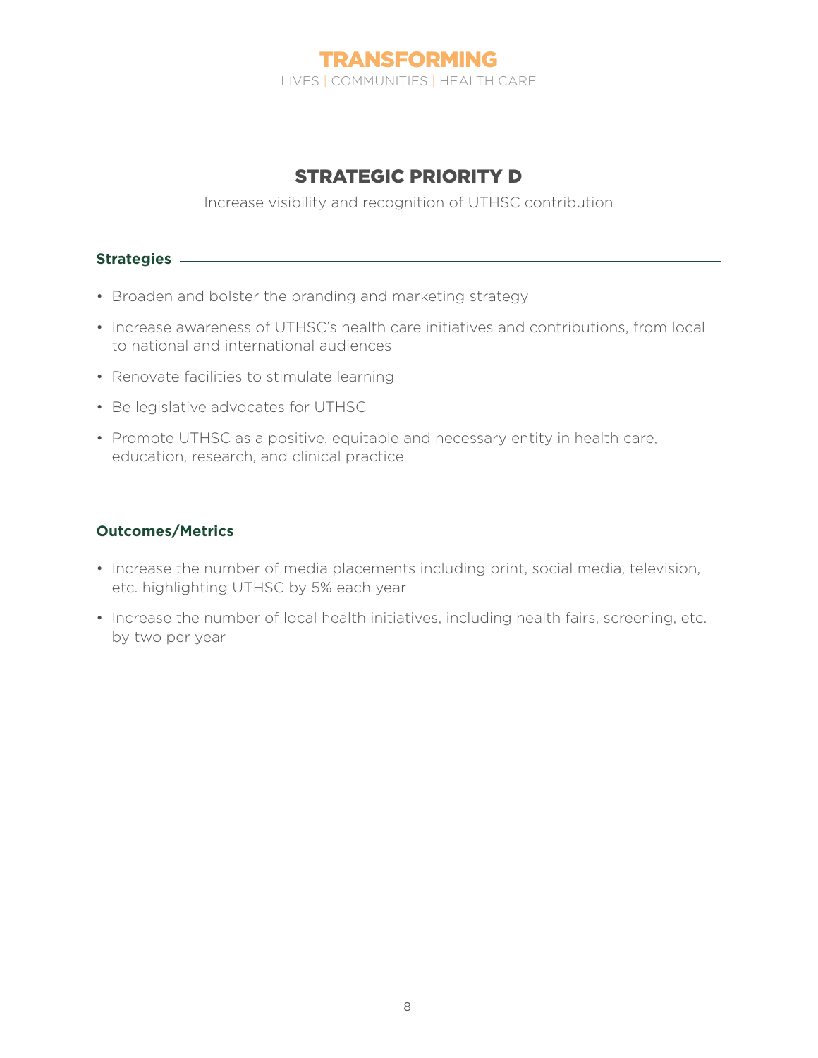## STRATEGIC PRIORITY D

Increase visibility and recognition of UTHSC contribution

**Strategies**

- Broaden and bolster the branding and marketing strategy
- Increase awareness of UTHSC's health care initiatives and contributions, from local to national and international audiences
- Renovate facilities to stimulate learning
- Be legislative advocates for UTHSC
- Promote UTHSC as a positive, equitable and necessary entity in health care, education, research, and clinical practice

**Outcomes/Metrics**

- Increase the number of media placements including print, social media, television, etc. highlighting UTHSC by 5% each year
- Increase the number of local health initiatives, including health fairs, screening, etc. by two per year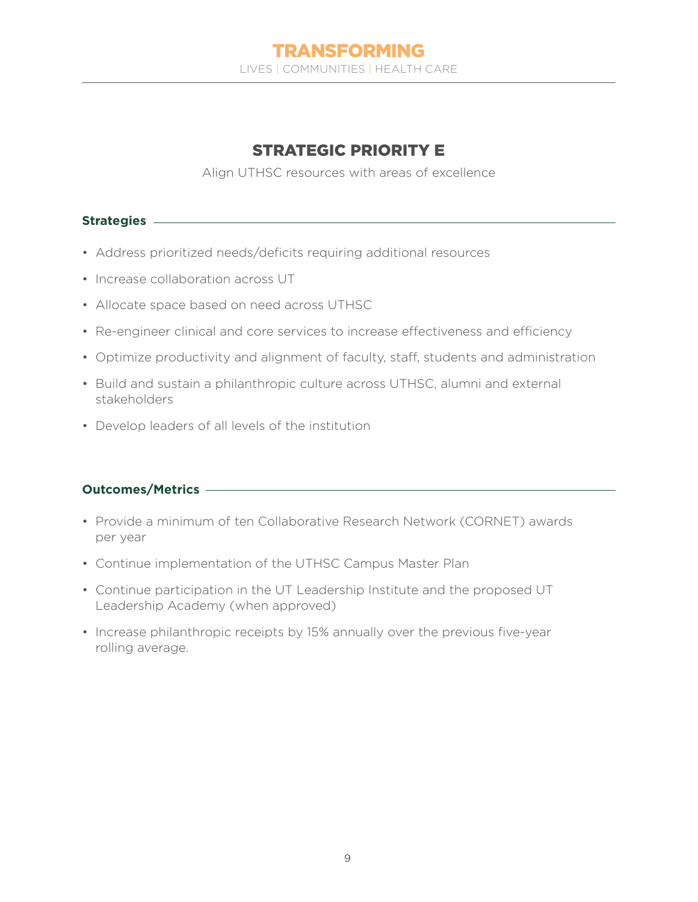## STRATEGIC PRIORITY E

Align UTHSC resources with areas of excellence

### Strategies

- Address prioritized needs/deficits requiring additional resources
- Increase collaboration across UT
- Allocate space based on need across UTHSC
- Re-engineer clinical and core services to increase effectiveness and efficiency
- Optimize productivity and alignment of faculty, staff, students and administration
- Build and sustain a philanthropic culture across UTHSC, alumni and external stakeholders
- Develop leaders of all levels of the institution

### Outcomes/Metrics

- Provide a minimum of ten Collaborative Research Network (CORNET) awards per year
- Continue implementation of the UTHSC Campus Master Plan
- Continue participation in the UT Leadership Institute and the proposed UT Leadership Academy (when approved)
- Increase philanthropic receipts by 15% annually over the previous five-year rolling average.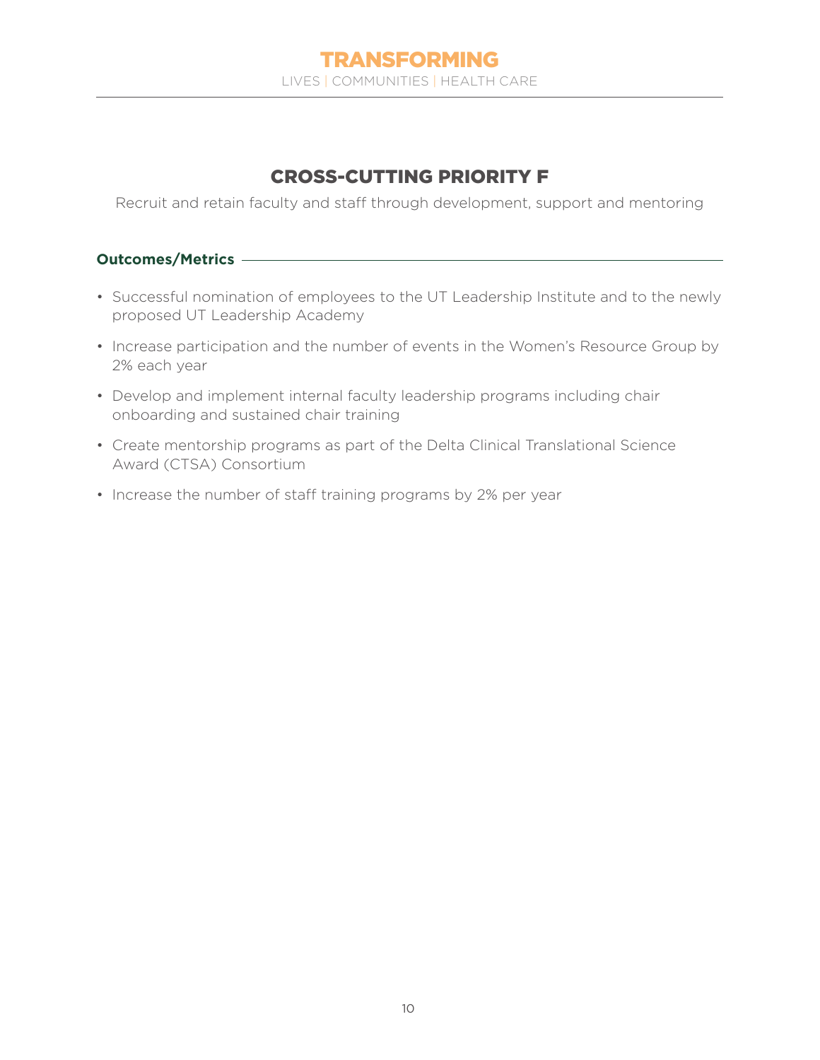## CROSS-CUTTING PRIORITY F

Recruit and retain faculty and staff through development, support and mentoring

**Outcomes/Metrics**

- Successful nomination of employees to the UT Leadership Institute and to the newly proposed UT Leadership Academy
- Increase participation and the number of events in the Women's Resource Group by 2% each year
- Develop and implement internal faculty leadership programs including chair onboarding and sustained chair training
- Create mentorship programs as part of the Delta Clinical Translational Science Award (CTSA) Consortium
- Increase the number of staff training programs by 2% per year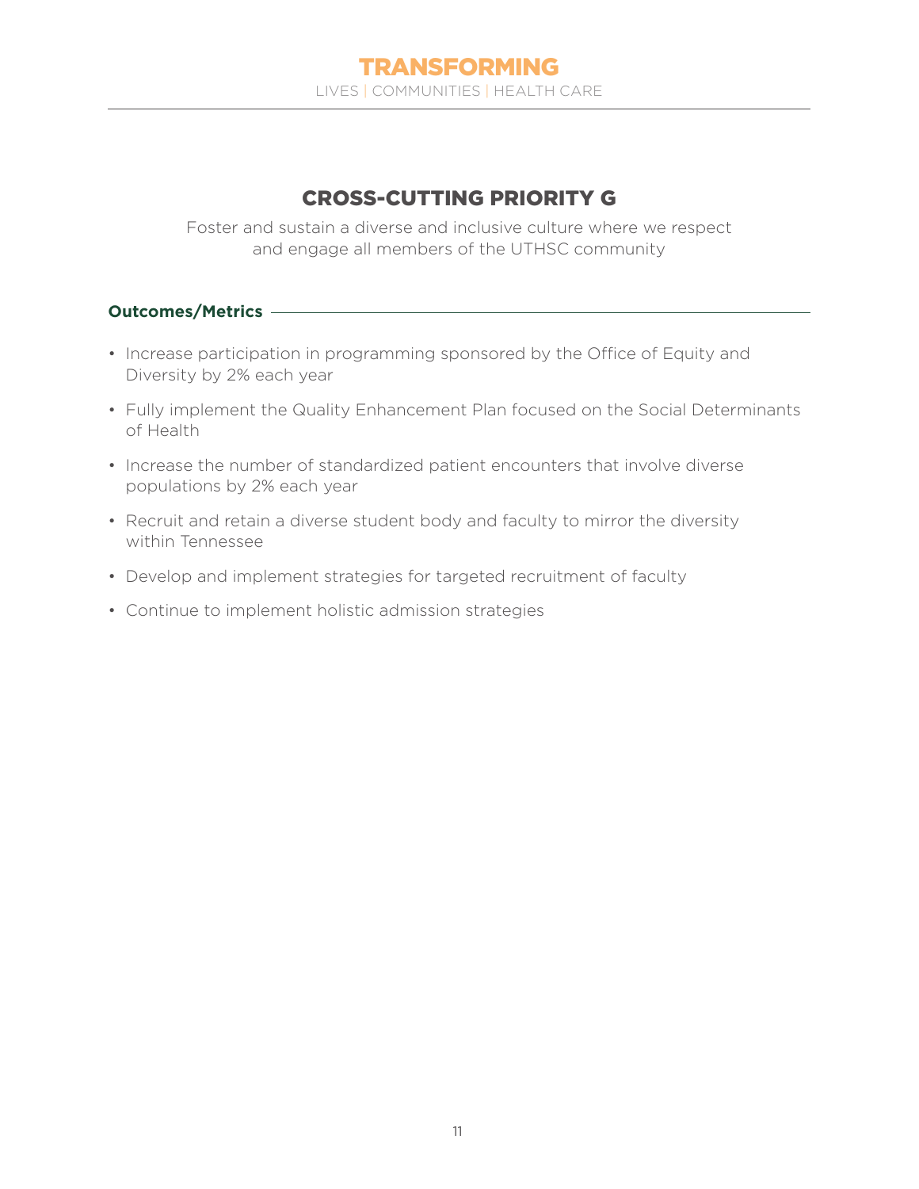## CROSS-CUTTING PRIORITY G

Foster and sustain a diverse and inclusive culture where we respect and engage all members of the UTHSC community

### Outcomes/Metrics

- Increase participation in programming sponsored by the Office of Equity and Diversity by 2% each year
- Fully implement the Quality Enhancement Plan focused on the Social Determinants of Health
- Increase the number of standardized patient encounters that involve diverse populations by 2% each year
- Recruit and retain a diverse student body and faculty to mirror the diversity within Tennessee
- Develop and implement strategies for targeted recruitment of faculty
- Continue to implement holistic admission strategies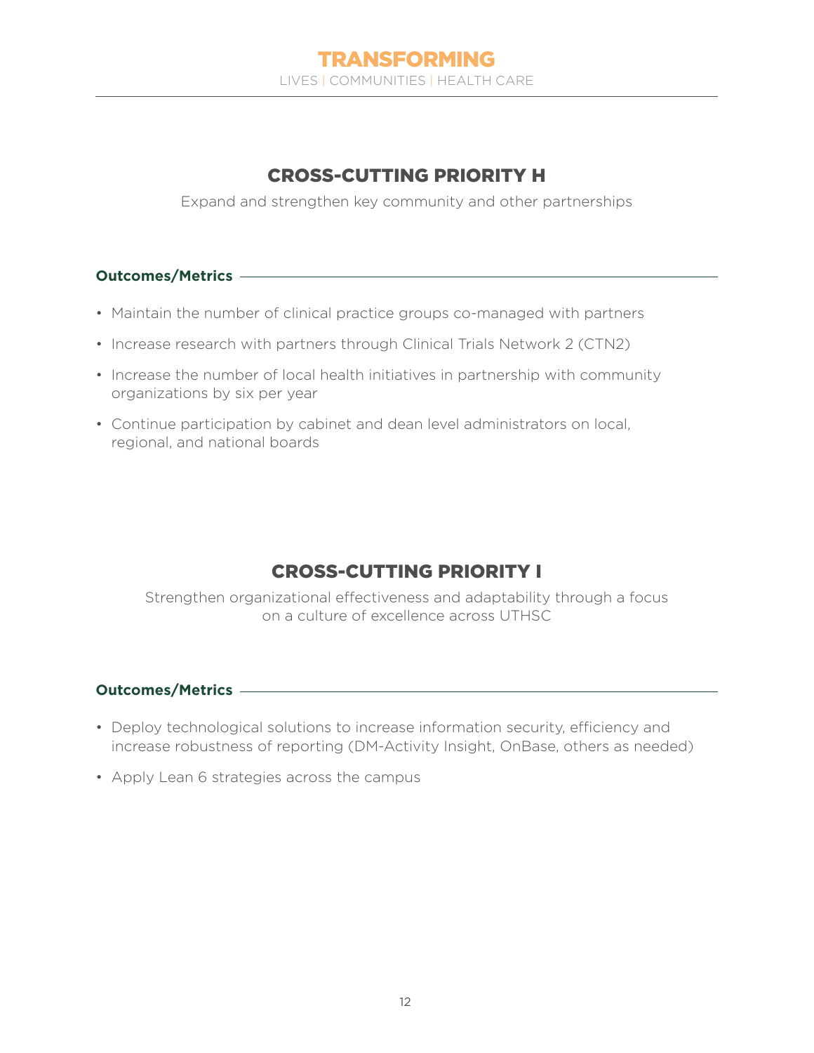## CROSS-CUTTING PRIORITY H

Expand and strengthen key community and other partnerships

**Outcomes/Metrics**

- Maintain the number of clinical practice groups co-managed with partners
- Increase research with partners through Clinical Trials Network 2 (CTN2)
- Increase the number of local health initiatives in partnership with community organizations by six per year
- Continue participation by cabinet and dean level administrators on local, regional, and national boards

## CROSS-CUTTING PRIORITY I

Strengthen organizational effectiveness and adaptability through a focus on a culture of excellence across UTHSC

**Outcomes/Metrics**

- Deploy technological solutions to increase information security, efficiency and increase robustness of reporting (DM-Activity Insight, OnBase, others as needed)
- Apply Lean 6 strategies across the campus